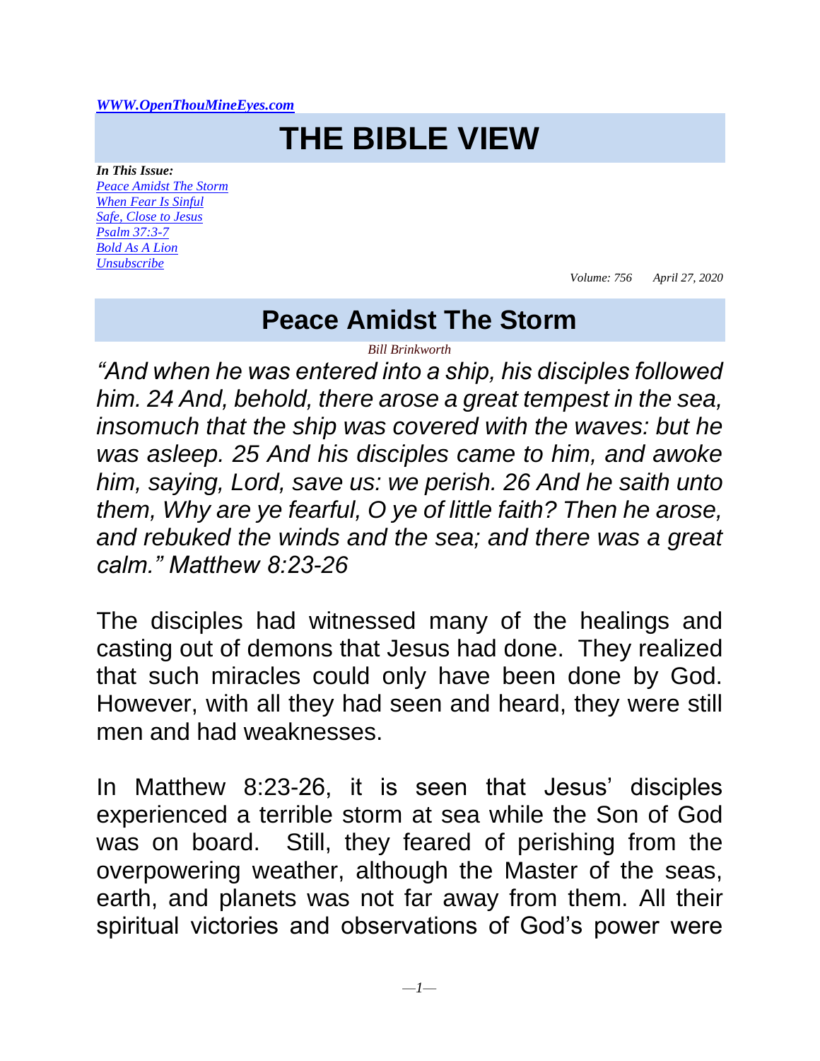*WWW.OpenThouMineEyes.com*

# THE BIBLE VIEW

***In This Issue:***
*Peace Amidst The Storm*
*When Fear Is Sinful*
*Safe, Close to Jesus*
*Psalm 37:3-7*
*Bold As A Lion*
*Unsubscribe*

*Volume: 756 April 27, 2020*

## Peace Amidst The Storm

*Bill Brinkworth*

*"And when he was entered into a ship, his disciples followed him. 24 And, behold, there arose a great tempest in the sea, insomuch that the ship was covered with the waves: but he was asleep. 25 And his disciples came to him, and awoke him, saying, Lord, save us: we perish. 26 And he saith unto them, Why are ye fearful, O ye of little faith? Then he arose, and rebuked the winds and the sea; and there was a great calm." Matthew 8:23-26*

The disciples had witnessed many of the healings and casting out of demons that Jesus had done. They realized that such miracles could only have been done by God. However, with all they had seen and heard, they were still men and had weaknesses.

In Matthew 8:23-26, it is seen that Jesus' disciples experienced a terrible storm at sea while the Son of God was on board. Still, they feared of perishing from the overpowering weather, although the Master of the seas, earth, and planets was not far away from them. All their spiritual victories and observations of God's power were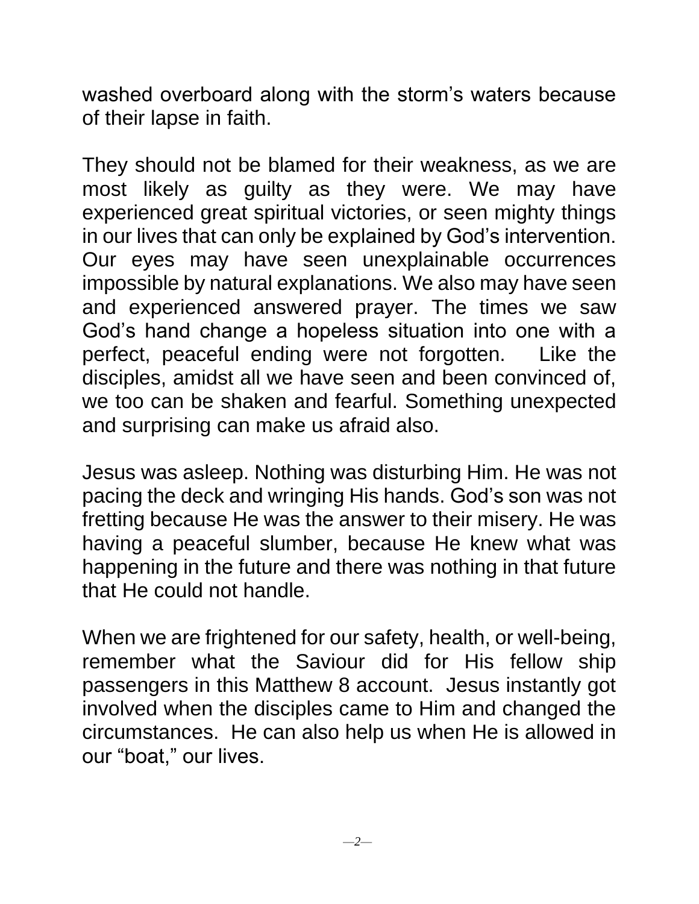washed overboard along with the storm's waters because of their lapse in faith.

They should not be blamed for their weakness, as we are most likely as guilty as they were. We may have experienced great spiritual victories, or seen mighty things in our lives that can only be explained by God's intervention. Our eyes may have seen unexplainable occurrences impossible by natural explanations. We also may have seen and experienced answered prayer. The times we saw God's hand change a hopeless situation into one with a perfect, peaceful ending were not forgotten. Like the disciples, amidst all we have seen and been convinced of, we too can be shaken and fearful. Something unexpected and surprising can make us afraid also.

Jesus was asleep. Nothing was disturbing Him. He was not pacing the deck and wringing His hands. God's son was not fretting because He was the answer to their misery. He was having a peaceful slumber, because He knew what was happening in the future and there was nothing in that future that He could not handle.

When we are frightened for our safety, health, or well-being, remember what the Saviour did for His fellow ship passengers in this Matthew 8 account. Jesus instantly got involved when the disciples came to Him and changed the circumstances. He can also help us when He is allowed in our "boat," our lives.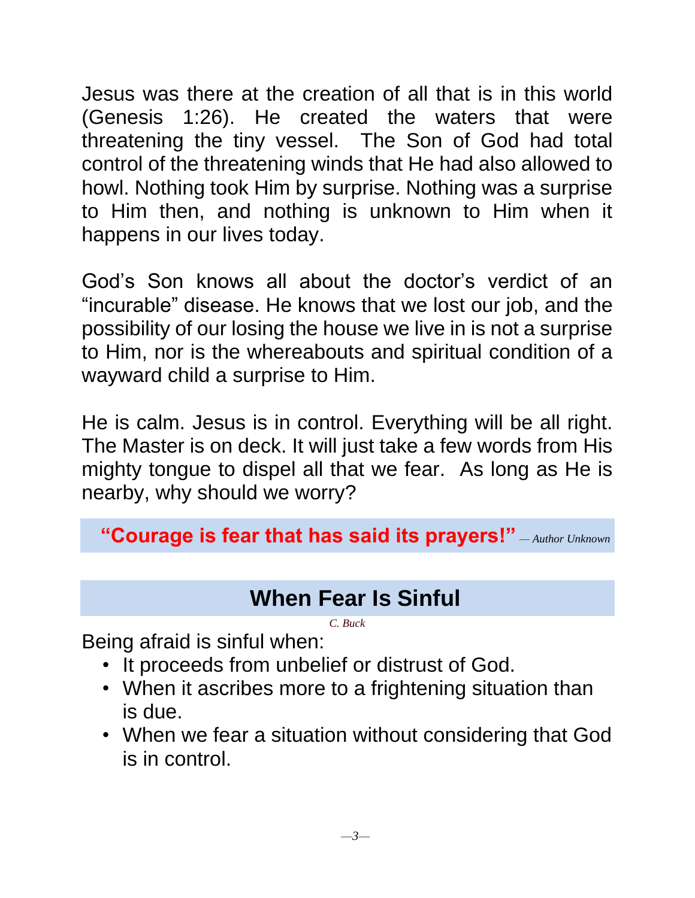Jesus was there at the creation of all that is in this world (Genesis 1:26). He created the waters that were threatening the tiny vessel. The Son of God had total control of the threatening winds that He had also allowed to howl. Nothing took Him by surprise. Nothing was a surprise to Him then, and nothing is unknown to Him when it happens in our lives today.

God's Son knows all about the doctor's verdict of an "incurable" disease. He knows that we lost our job, and the possibility of our losing the house we live in is not a surprise to Him, nor is the whereabouts and spiritual condition of a wayward child a surprise to Him.

He is calm. Jesus is in control. Everything will be all right. The Master is on deck. It will just take a few words from His mighty tongue to dispel all that we fear. As long as He is nearby, why should we worry?

> **"Courage is fear that has said its prayers!"** *— Author Unknown*

## When Fear Is Sinful

*C. Buck*

Being afraid is sinful when:

- It proceeds from unbelief or distrust of God.
- When it ascribes more to a frightening situation than is due.
- When we fear a situation without considering that God is in control.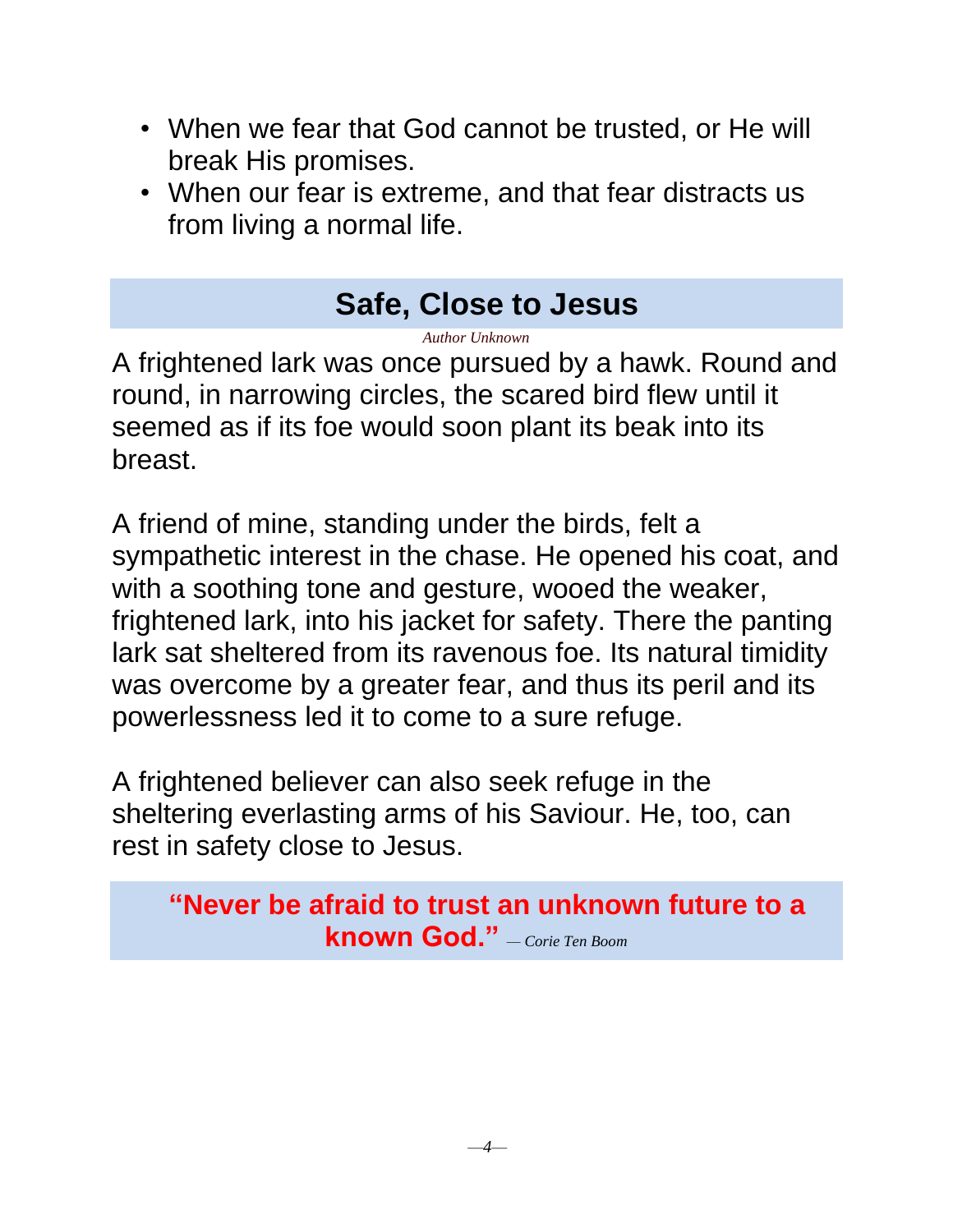- When we fear that God cannot be trusted, or He will break His promises.
- When our fear is extreme, and that fear distracts us from living a normal life.

## Safe, Close to Jesus

*Author Unknown*

A frightened lark was once pursued by a hawk. Round and round, in narrowing circles, the scared bird flew until it seemed as if its foe would soon plant its beak into its breast.

A friend of mine, standing under the birds, felt a sympathetic interest in the chase. He opened his coat, and with a soothing tone and gesture, wooed the weaker, frightened lark, into his jacket for safety. There the panting lark sat sheltered from its ravenous foe. Its natural timidity was overcome by a greater fear, and thus its peril and its powerlessness led it to come to a sure refuge.

A frightened believer can also seek refuge in the sheltering everlasting arms of his Saviour. He, too, can rest in safety close to Jesus.

**"Never be afraid to trust an unknown future to a known God."** *— Corie Ten Boom*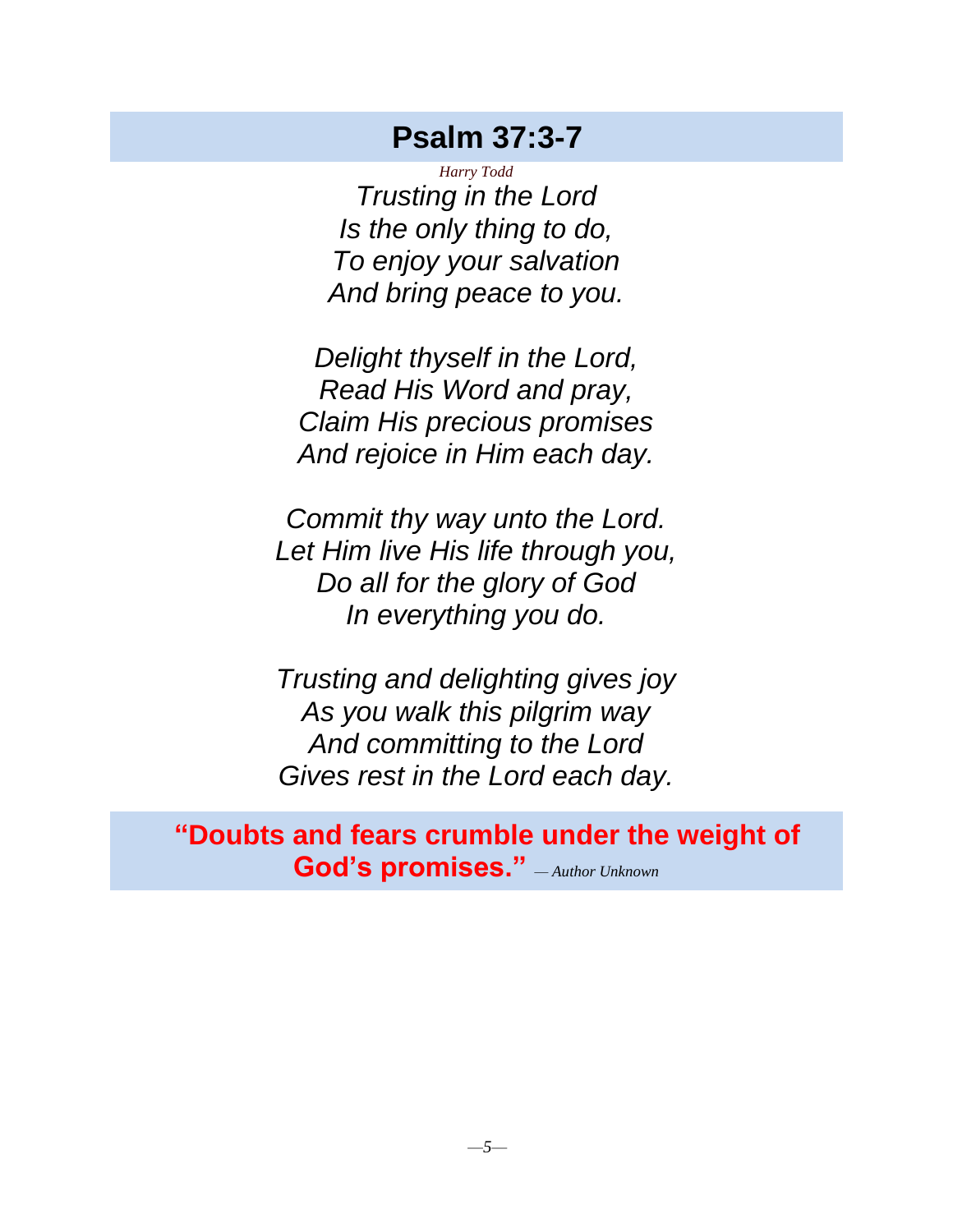# Psalm 37:3-7

*Harry Todd*

*Trusting in the Lord*
*Is the only thing to do,*
*To enjoy your salvation*
*And bring peace to you.*

*Delight thyself in the Lord,*
*Read His Word and pray,*
*Claim His precious promises*
*And rejoice in Him each day.*

*Commit thy way unto the Lord.*
*Let Him live His life through you,*
*Do all for the glory of God*
*In everything you do.*

*Trusting and delighting gives joy*
*As you walk this pilgrim way*
*And committing to the Lord*
*Gives rest in the Lord each day.*

**"Doubts and fears crumble under the weight of God's promises."** *— Author Unknown*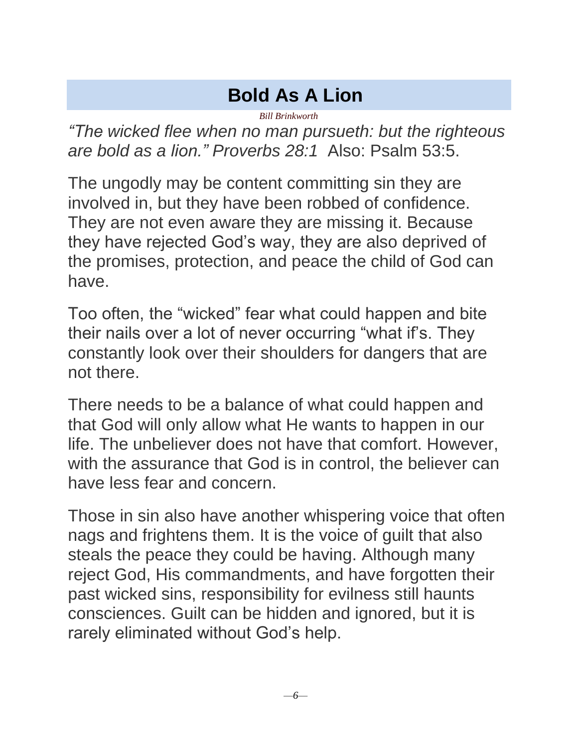# Bold As A Lion

*Bill Brinkworth*

*"The wicked flee when no man pursueth: but the righteous are bold as a lion." Proverbs 28:1* Also: Psalm 53:5.

The ungodly may be content committing sin they are involved in, but they have been robbed of confidence. They are not even aware they are missing it. Because they have rejected God's way, they are also deprived of the promises, protection, and peace the child of God can have.

Too often, the "wicked" fear what could happen and bite their nails over a lot of never occurring "what if's. They constantly look over their shoulders for dangers that are not there.

There needs to be a balance of what could happen and that God will only allow what He wants to happen in our life. The unbeliever does not have that comfort. However, with the assurance that God is in control, the believer can have less fear and concern.

Those in sin also have another whispering voice that often nags and frightens them. It is the voice of guilt that also steals the peace they could be having. Although many reject God, His commandments, and have forgotten their past wicked sins, responsibility for evilness still haunts consciences. Guilt can be hidden and ignored, but it is rarely eliminated without God's help.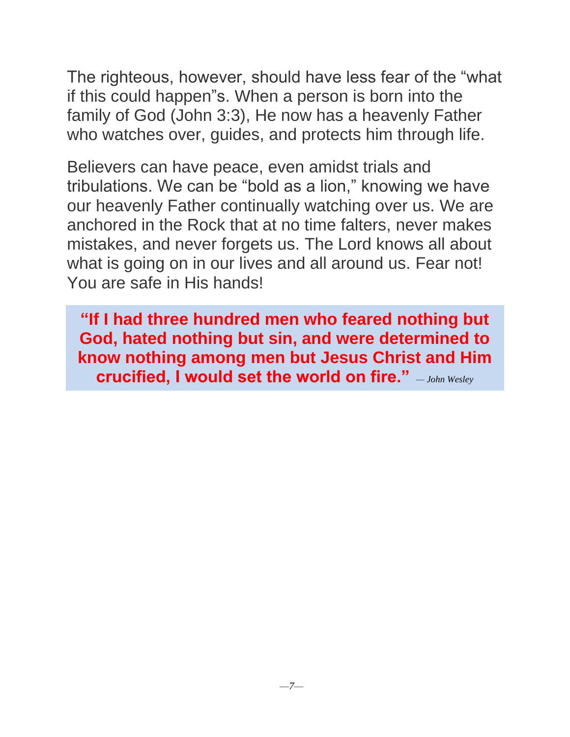The righteous, however, should have less fear of the "what if this could happen"s. When a person is born into the family of God (John 3:3), He now has a heavenly Father who watches over, guides, and protects him through life.

Believers can have peace, even amidst trials and tribulations. We can be "bold as a lion," knowing we have our heavenly Father continually watching over us. We are anchored in the Rock that at no time falters, never makes mistakes, and never forgets us. The Lord knows all about what is going on in our lives and all around us. Fear not! You are safe in His hands!

> **"If I had three hundred men who feared nothing but God, hated nothing but sin, and were determined to know nothing among men but Jesus Christ and Him crucified, I would set the world on fire."** *— John Wesley*